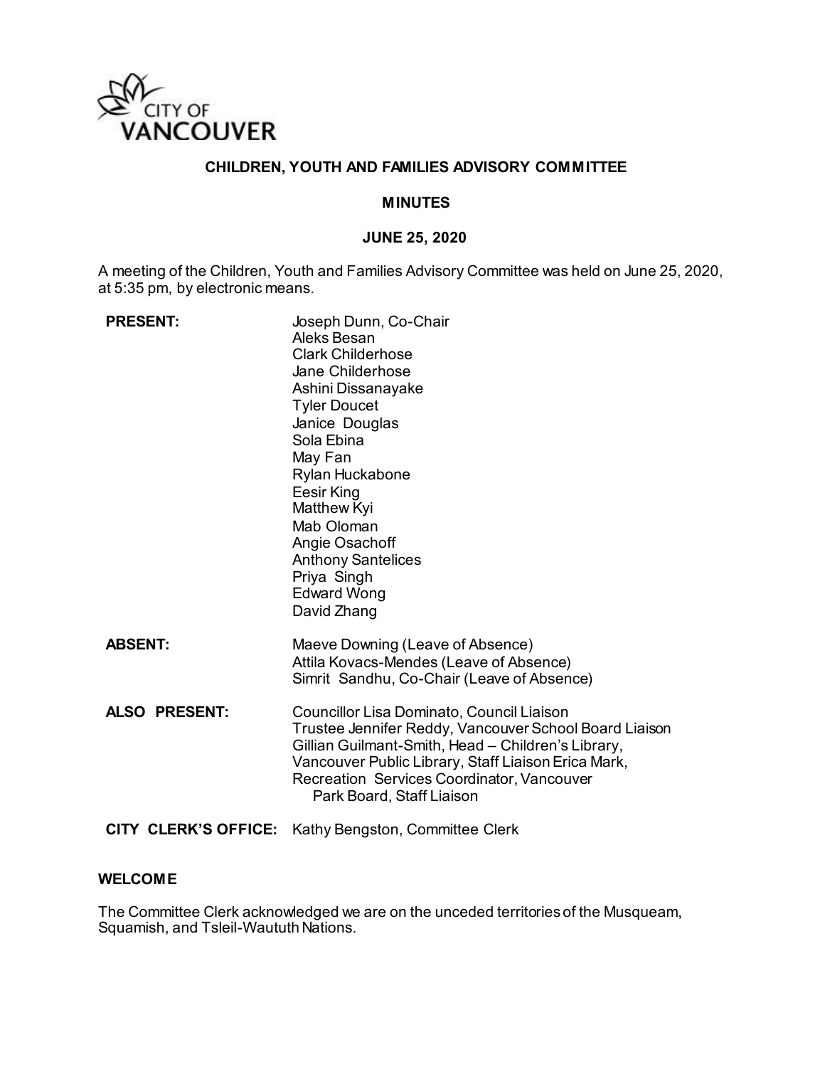CITY OF VANCOUVER

**CHILDREN, YOUTH AND FAMILIES ADVISORY COMMITTEE**

**MINUTES**

**JUNE 25, 2020**

A meeting of the Children, Youth and Families Advisory Committee was held on June 25, 2020, at 5:35 pm, by electronic means.

| | |
|---|---|
| **PRESENT:** | Joseph Dunn, Co-Chair<br>Aleks Besan<br>Clark Childerhose<br>Jane Childerhose<br>Ashini Dissanayake<br>Tyler Doucet<br>Janice Douglas<br>Sola Ebina<br>May Fan<br>Rylan Huckabone<br>Eesir King<br>Matthew Kyi<br>Mab Oloman<br>Angie Osachoff<br>Anthony Santelices<br>Priya Singh<br>Edward Wong<br>David Zhang |
| **ABSENT:** | Maeve Downing (Leave of Absence)<br>Attila Kovacs-Mendes (Leave of Absence)<br>Simrit Sandhu, Co-Chair (Leave of Absence) |
| **ALSO PRESENT:** | Councillor Lisa Dominato, Council Liaison<br>Trustee Jennifer Reddy, Vancouver School Board Liaison<br>Gillian Guilmant-Smith, Head – Children's Library, Vancouver Public Library, Staff Liaison Erica Mark, Recreation Services Coordinator, Vancouver Park Board, Staff Liaison |
| **CITY CLERK'S OFFICE:** | Kathy Bengston, Committee Clerk |

**WELCOME**

The Committee Clerk acknowledged we are on the unceded territories of the Musqueam, Squamish, and Tsleil-Waututh Nations.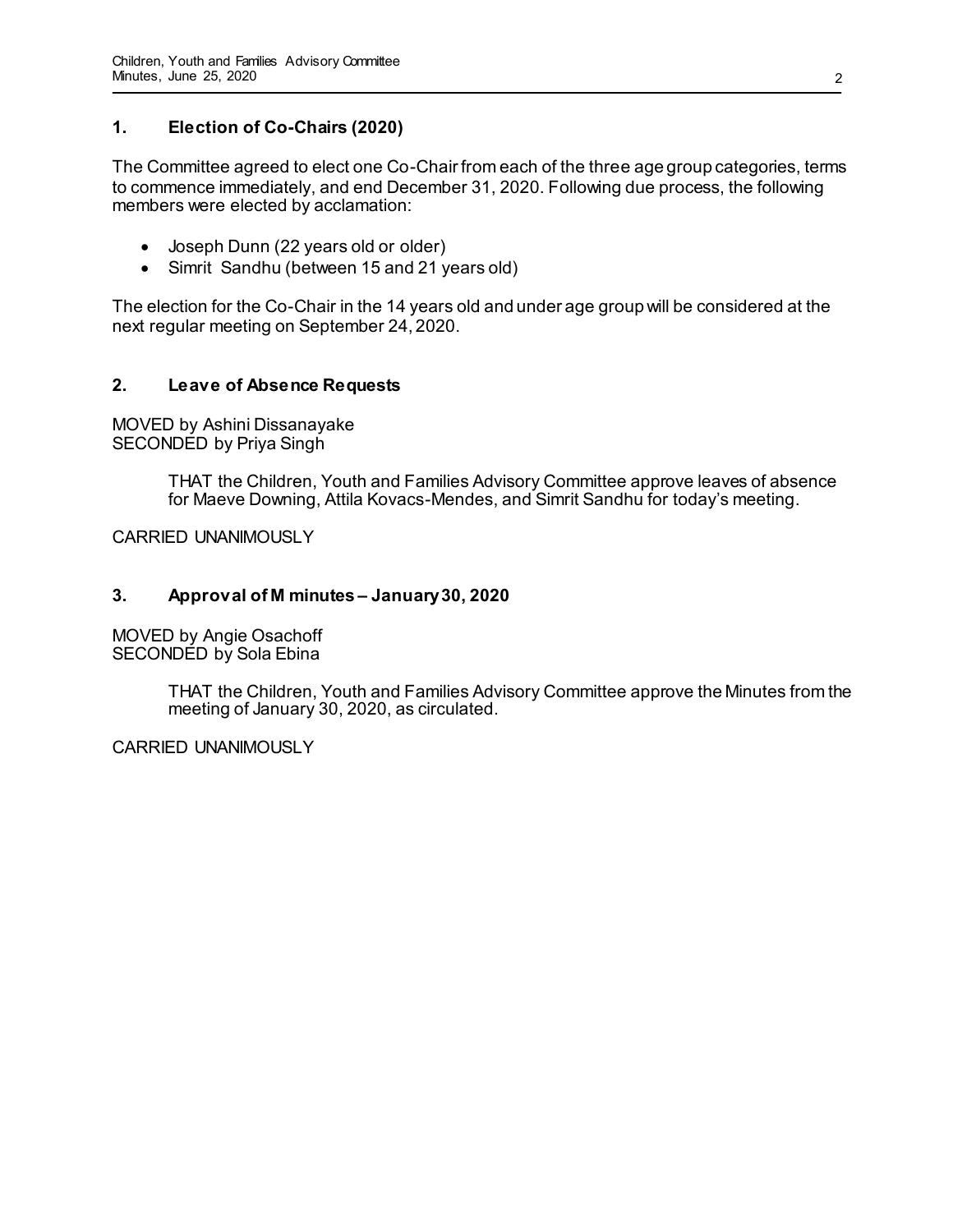## 1. Election of Co-Chairs (2020)

The Committee agreed to elect one Co-Chair from each of the three age group categories, terms to commence immediately, and end December 31, 2020. Following due process, the following members were elected by acclamation:

- Joseph Dunn (22 years old or older)
- Simrit Sandhu (between 15 and 21 years old)

The election for the Co-Chair in the 14 years old and under age group will be considered at the next regular meeting on September 24, 2020.

## 2. Leave of Absence Requests

MOVED by Ashini Dissanayake
SECONDED by Priya Singh

> THAT the Children, Youth and Families Advisory Committee approve leaves of absence for Maeve Downing, Attila Kovacs-Mendes, and Simrit Sandhu for today's meeting.

CARRIED UNANIMOUSLY

## 3. Approval of M minutes – January 30, 2020

MOVED by Angie Osachoff
SECONDED by Sola Ebina

> THAT the Children, Youth and Families Advisory Committee approve the Minutes from the meeting of January 30, 2020, as circulated.

CARRIED UNANIMOUSLY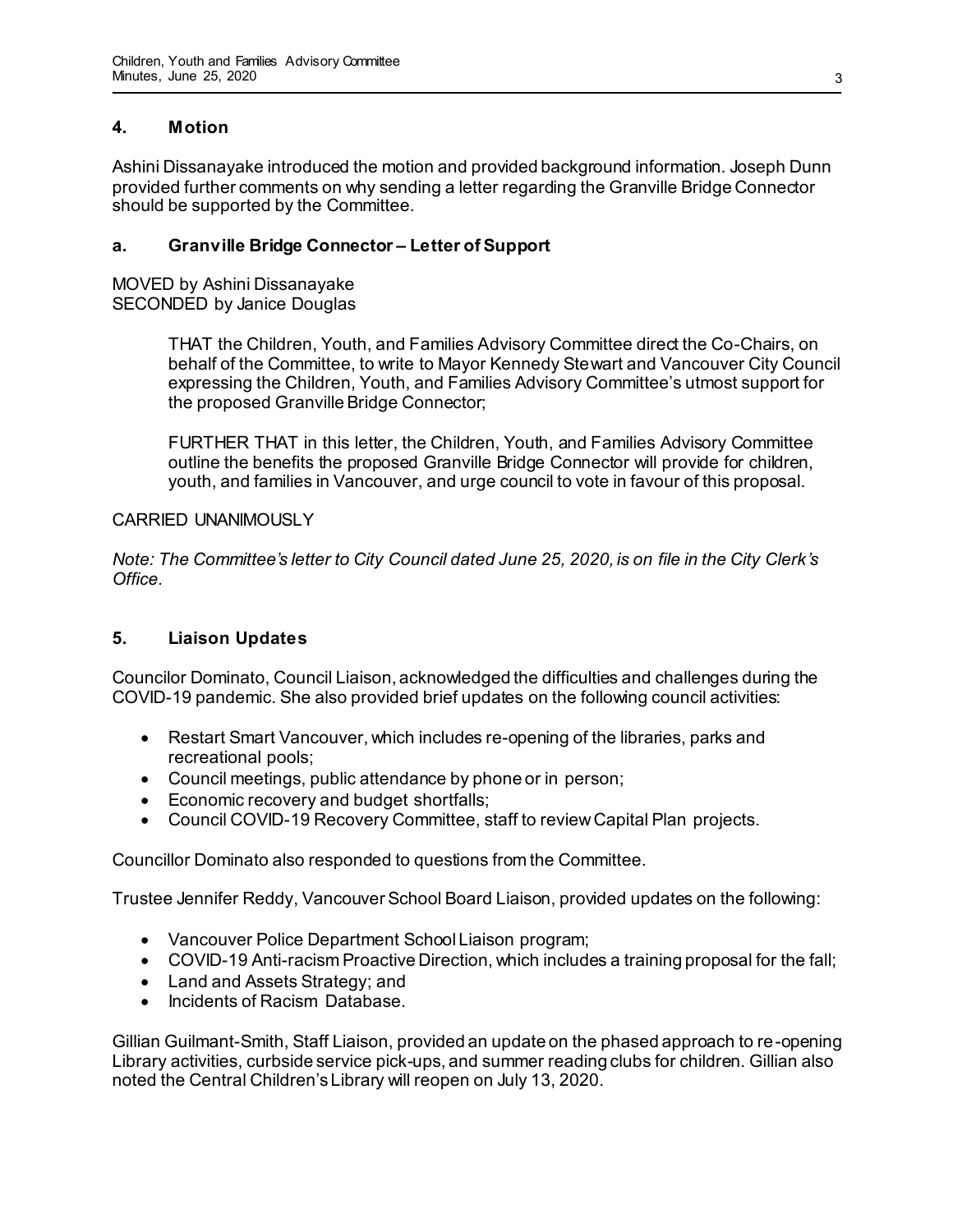## 4. Motion

Ashini Dissanayake introduced the motion and provided background information. Joseph Dunn provided further comments on why sending a letter regarding the Granville Bridge Connector should be supported by the Committee.

### a. Granville Bridge Connector – Letter of Support

MOVED by Ashini Dissanayake
SECONDED by Janice Douglas

> THAT the Children, Youth, and Families Advisory Committee direct the Co-Chairs, on behalf of the Committee, to write to Mayor Kennedy Stewart and Vancouver City Council expressing the Children, Youth, and Families Advisory Committee's utmost support for the proposed Granville Bridge Connector;
>
> FURTHER THAT in this letter, the Children, Youth, and Families Advisory Committee outline the benefits the proposed Granville Bridge Connector will provide for children, youth, and families in Vancouver, and urge council to vote in favour of this proposal.

CARRIED UNANIMOUSLY

*Note: The Committee's letter to City Council dated June 25, 2020, is on file in the City Clerk's Office.*

## 5. Liaison Updates

Councilor Dominato, Council Liaison, acknowledged the difficulties and challenges during the COVID-19 pandemic. She also provided brief updates on the following council activities:

- Restart Smart Vancouver, which includes re-opening of the libraries, parks and recreational pools;
- Council meetings, public attendance by phone or in person;
- Economic recovery and budget shortfalls;
- Council COVID-19 Recovery Committee, staff to review Capital Plan projects.

Councillor Dominato also responded to questions from the Committee.

Trustee Jennifer Reddy, Vancouver School Board Liaison, provided updates on the following:

- Vancouver Police Department School Liaison program;
- COVID-19 Anti-racism Proactive Direction, which includes a training proposal for the fall;
- Land and Assets Strategy; and
- Incidents of Racism Database.

Gillian Guilmant-Smith, Staff Liaison, provided an update on the phased approach to re-opening Library activities, curbside service pick-ups, and summer reading clubs for children. Gillian also noted the Central Children's Library will reopen on July 13, 2020.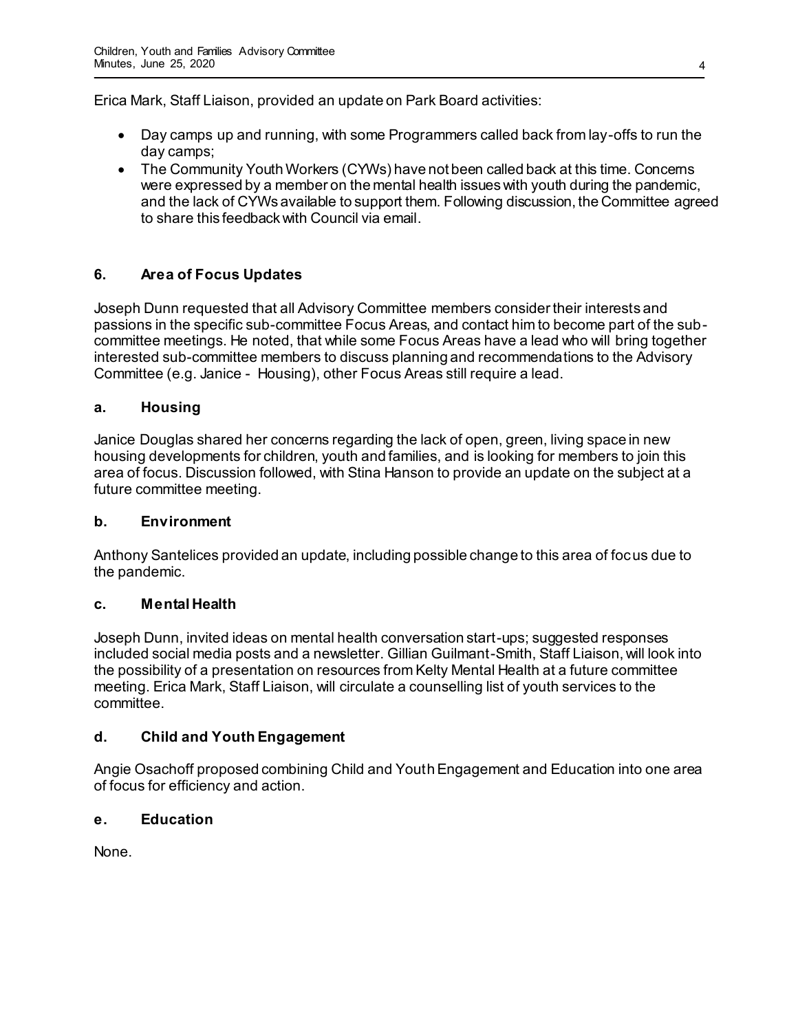Erica Mark, Staff Liaison, provided an update on Park Board activities:

- Day camps up and running, with some Programmers called back from lay-offs to run the day camps;
- The Community Youth Workers (CYWs) have not been called back at this time. Concerns were expressed by a member on the mental health issues with youth during the pandemic, and the lack of CYWs available to support them. Following discussion, the Committee agreed to share this feedback with Council via email.

## 6. Area of Focus Updates

Joseph Dunn requested that all Advisory Committee members consider their interests and passions in the specific sub-committee Focus Areas, and contact him to become part of the sub-committee meetings. He noted, that while some Focus Areas have a lead who will bring together interested sub-committee members to discuss planning and recommendations to the Advisory Committee (e.g. Janice - Housing), other Focus Areas still require a lead.

### a. Housing

Janice Douglas shared her concerns regarding the lack of open, green, living space in new housing developments for children, youth and families, and is looking for members to join this area of focus. Discussion followed, with Stina Hanson to provide an update on the subject at a future committee meeting.

### b. Environment

Anthony Santelices provided an update, including possible change to this area of focus due to the pandemic.

### c. Mental Health

Joseph Dunn, invited ideas on mental health conversation start-ups; suggested responses included social media posts and a newsletter. Gillian Guilmant-Smith, Staff Liaison, will look into the possibility of a presentation on resources from Kelty Mental Health at a future committee meeting. Erica Mark, Staff Liaison, will circulate a counselling list of youth services to the committee.

### d. Child and Youth Engagement

Angie Osachoff proposed combining Child and Youth Engagement and Education into one area of focus for efficiency and action.

### e. Education

None.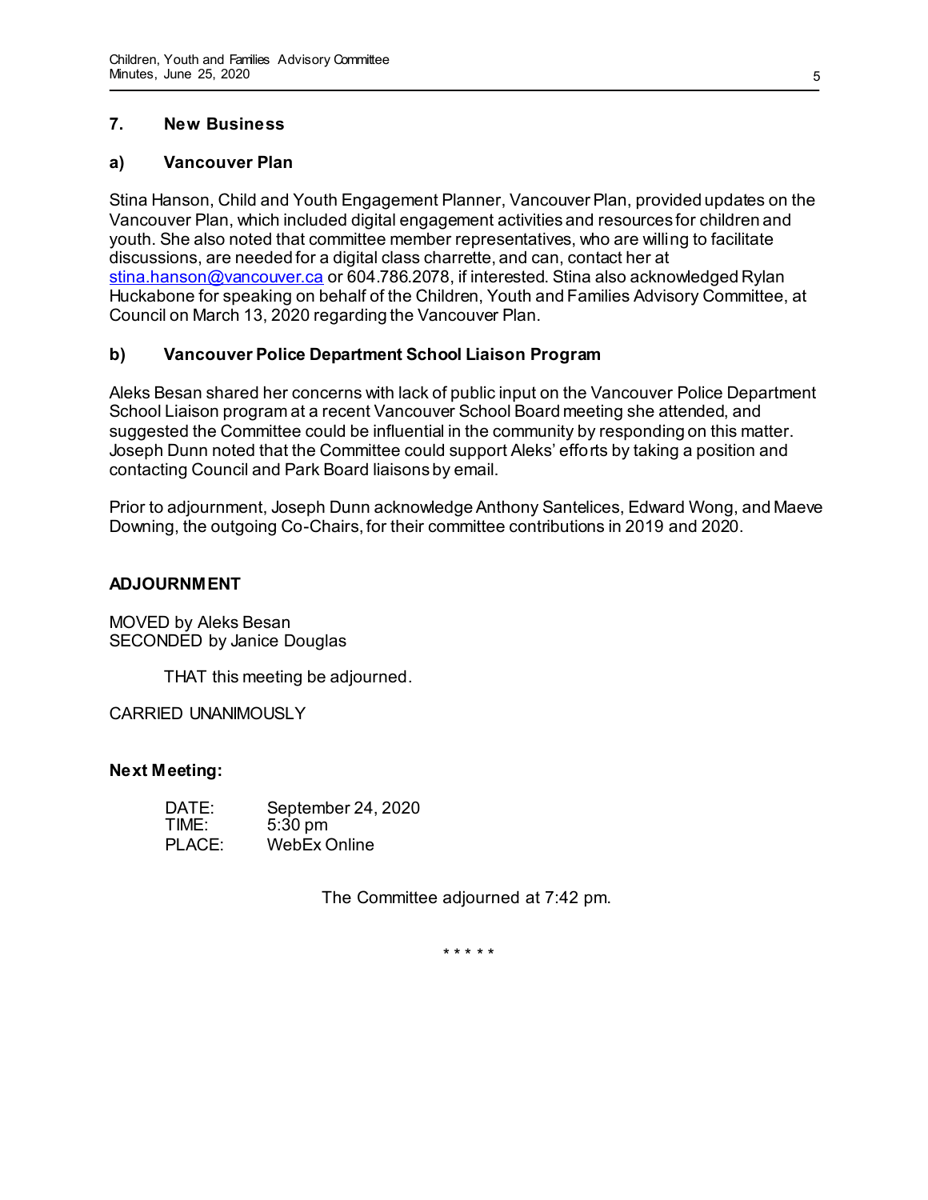## 7. New Business

### a) Vancouver Plan

Stina Hanson, Child and Youth Engagement Planner, Vancouver Plan, provided updates on the Vancouver Plan, which included digital engagement activities and resources for children and youth. She also noted that committee member representatives, who are willing to facilitate discussions, are needed for a digital class charrette, and can, contact her at stina.hanson@vancouver.ca or 604.786.2078, if interested. Stina also acknowledged Rylan Huckabone for speaking on behalf of the Children, Youth and Families Advisory Committee, at Council on March 13, 2020 regarding the Vancouver Plan.

### b) Vancouver Police Department School Liaison Program

Aleks Besan shared her concerns with lack of public input on the Vancouver Police Department School Liaison program at a recent Vancouver School Board meeting she attended, and suggested the Committee could be influential in the community by responding on this matter. Joseph Dunn noted that the Committee could support Aleks' efforts by taking a position and contacting Council and Park Board liaisons by email.

Prior to adjournment, Joseph Dunn acknowledge Anthony Santelices, Edward Wong, and Maeve Downing, the outgoing Co-Chairs, for their committee contributions in 2019 and 2020.

## ADJOURNMENT

MOVED by Aleks Besan
SECONDED by Janice Douglas

> THAT this meeting be adjourned.

CARRIED UNANIMOUSLY

**Next Meeting:**

| | |
|---|---|
| DATE: | September 24, 2020 |
| TIME: | 5:30 pm |
| PLACE: | WebEx Online |

The Committee adjourned at 7:42 pm.

* * * * *